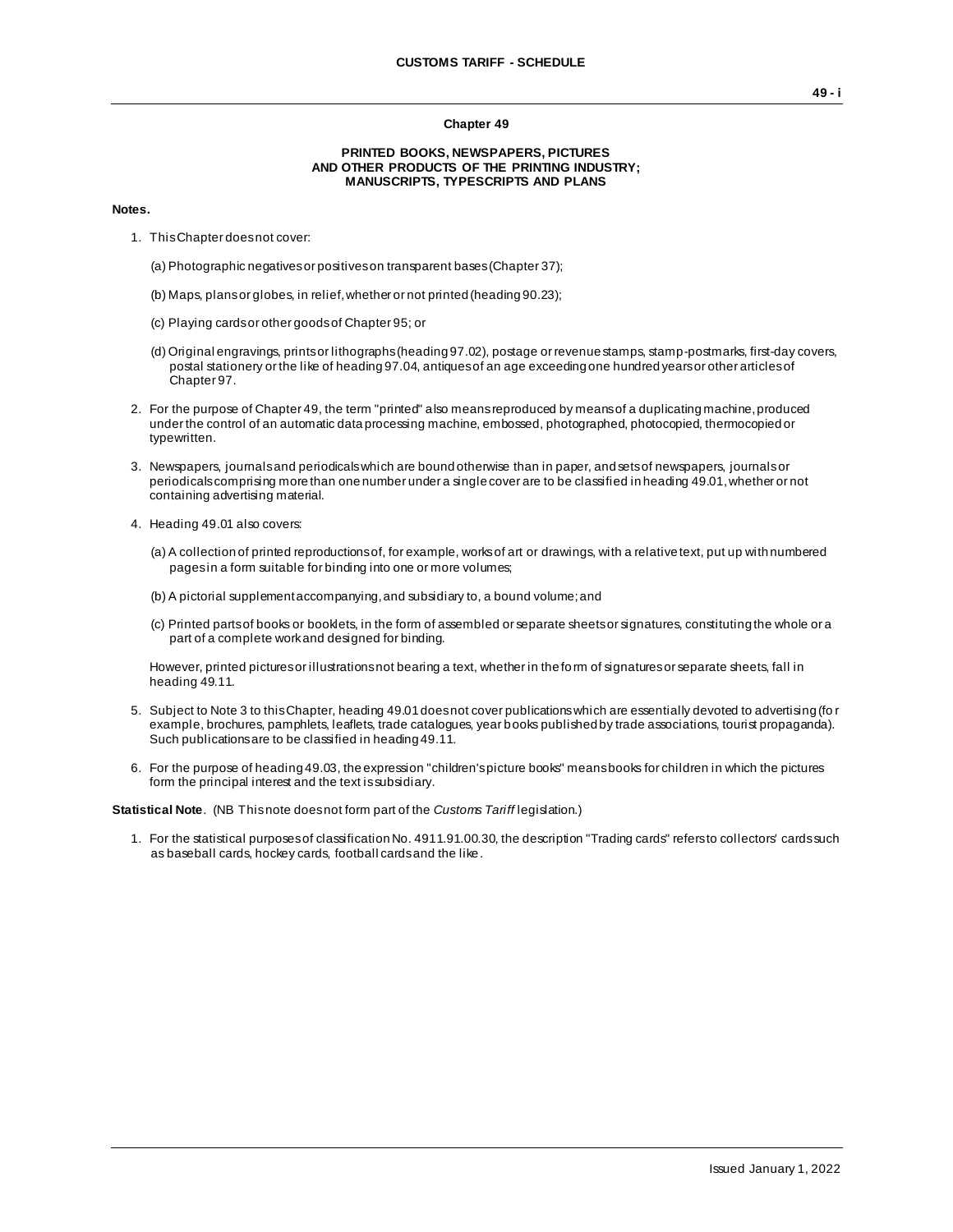# Chapter 49

## PRINTED BOOKS, NEWSPAPERS, PICTURES AND OTHER PRODUCTS OF THE PRINTING INDUSTRY; MANUSCRIPTS, TYPESCRIPTS AND PLANS

**Notes.**

1. This Chapter does not cover:

   (a) Photographic negatives or positives on transparent bases (Chapter 37);

   (b) Maps, plans or globes, in relief, whether or not printed (heading 90.23);

   (c) Playing cards or other goods of Chapter 95; or

   (d) Original engravings, prints or lithographs (heading 97.02), postage or revenue stamps, stamp-postmarks, first-day covers, postal stationery or the like of heading 97.04, antiques of an age exceeding one hundred years or other articles of Chapter 97.

2. For the purpose of Chapter 49, the term "printed" also means reproduced by means of a duplicating machine, produced under the control of an automatic data processing machine, embossed, photographed, photocopied, thermocopied or typewritten.

3. Newspapers, journals and periodicals which are bound otherwise than in paper, and sets of newspapers, journals or periodicals comprising more than one number under a single cover are to be classified in heading 49.01, whether or not containing advertising material.

4. Heading 49.01 also covers:

   (a) A collection of printed reproductions of, for example, works of art or drawings, with a relative text, put up with numbered pages in a form suitable for binding into one or more volumes;

   (b) A pictorial supplement accompanying, and subsidiary to, a bound volume; and

   (c) Printed parts of books or booklets, in the form of assembled or separate sheets or signatures, constituting the whole or a part of a complete work and designed for binding.

   However, printed pictures or illustrations not bearing a text, whether in the form of signatures or separate sheets, fall in heading 49.11.

5. Subject to Note 3 to this Chapter, heading 49.01 does not cover publications which are essentially devoted to advertising (for example, brochures, pamphlets, leaflets, trade catalogues, year books published by trade associations, tourist propaganda). Such publications are to be classified in heading 49.11.

6. For the purpose of heading 49.03, the expression "children's picture books" means books for children in which the pictures form the principal interest and the text is subsidiary.

**Statistical Note**. (NB This note does not form part of the *Customs Tariff* legislation.)

1. For the statistical purposes of classification No. 4911.91.00.30, the description "Trading cards" refers to collectors' cards such as baseball cards, hockey cards, football cards and the like.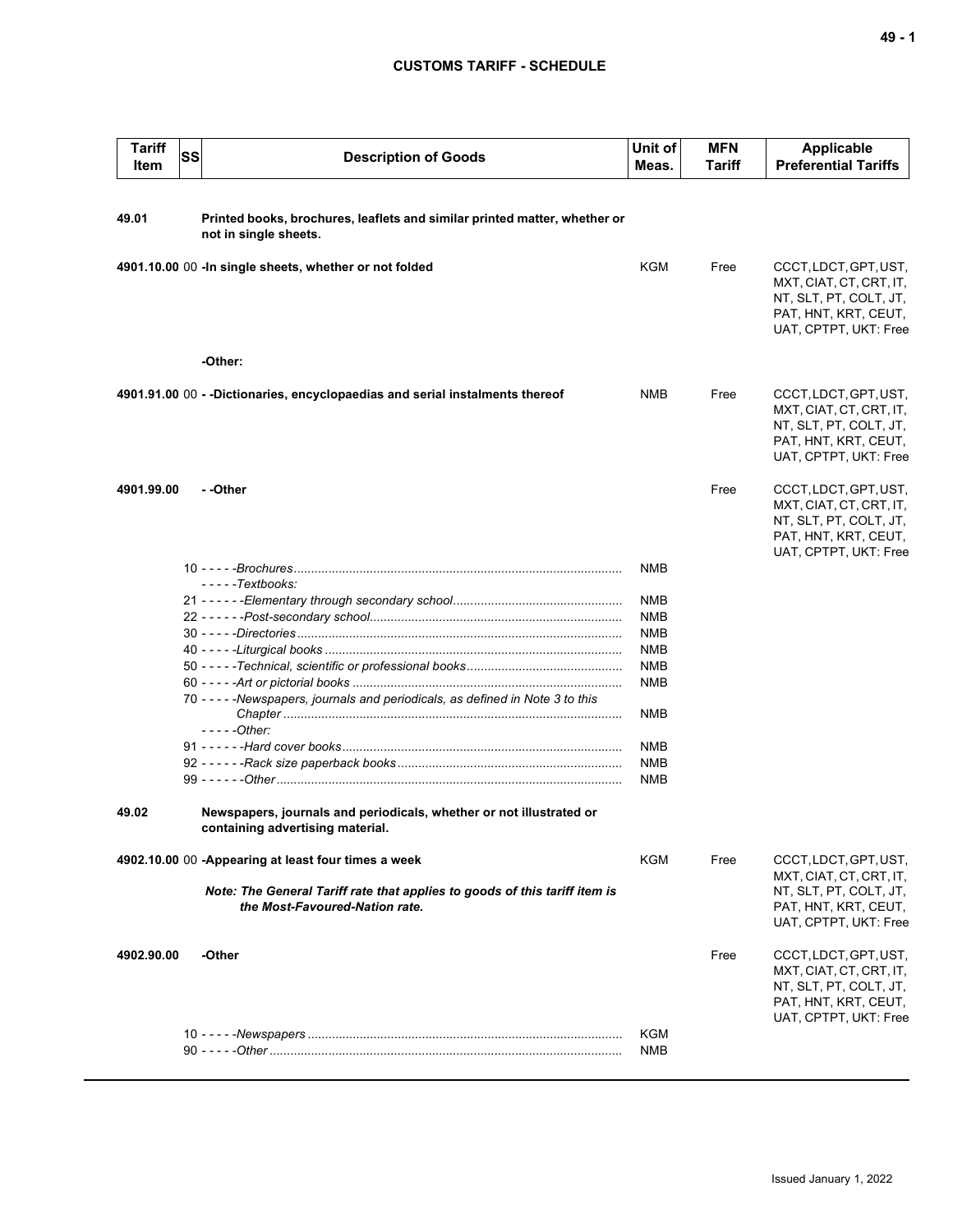## CUSTOMS TARIFF - SCHEDULE

| Tariff Item | SS | Description of Goods | Unit of Meas. | MFN Tariff | Applicable Preferential Tariffs |
|---|---|---|---|---|---|
| 49.01 | | **Printed books, brochures, leaflets and similar printed matter, whether or not in single sheets.** | | | |
| 4901.10.00 | 00 | **-In single sheets, whether or not folded** | KGM | Free | CCCT, LDCT, GPT, UST, MXT, CIAT, CT, CRT, IT, NT, SLT, PT, COLT, JT, PAT, HNT, KRT, CEUT, UAT, CPTPT, UKT: Free |
| | | **-Other:** | | | |
| 4901.91.00 | 00 | **- -Dictionaries, encyclopaedias and serial instalments thereof** | NMB | Free | CCCT, LDCT, GPT, UST, MXT, CIAT, CT, CRT, IT, NT, SLT, PT, COLT, JT, PAT, HNT, KRT, CEUT, UAT, CPTPT, UKT: Free |
| 4901.99.00 | | **- -Other** | | Free | CCCT, LDCT, GPT, UST, MXT, CIAT, CT, CRT, IT, NT, SLT, PT, COLT, JT, PAT, HNT, KRT, CEUT, UAT, CPTPT, UKT: Free |
| | 10 | *- - - - -Brochures* | NMB | | |
| | | *- - - - -Textbooks:* | | | |
| | 21 | *- - - - - -Elementary through secondary school* | NMB | | |
| | 22 | *- - - - - -Post-secondary school* | NMB | | |
| | 30 | *- - - - -Directories* | NMB | | |
| | 40 | *- - - - -Liturgical books* | NMB | | |
| | 50 | *- - - - -Technical, scientific or professional books* | NMB | | |
| | 60 | *- - - - -Art or pictorial books* | NMB | | |
| | 70 | *- - - - -Newspapers, journals and periodicals, as defined in Note 3 to this Chapter* | NMB | | |
| | | *- - - - -Other:* | | | |
| | 91 | *- - - - - -Hard cover books* | NMB | | |
| | 92 | *- - - - - -Rack size paperback books* | NMB | | |
| | 99 | *- - - - - -Other* | NMB | | |
| 49.02 | | **Newspapers, journals and periodicals, whether or not illustrated or containing advertising material.** | | | |
| 4902.10.00 | 00 | **-Appearing at least four times a week**<br><br>***Note: The General Tariff rate that applies to goods of this tariff item is the Most-Favoured-Nation rate.*** | KGM | Free | CCCT, LDCT, GPT, UST, MXT, CIAT, CT, CRT, IT, NT, SLT, PT, COLT, JT, PAT, HNT, KRT, CEUT, UAT, CPTPT, UKT: Free |
| 4902.90.00 | | **-Other** | | Free | CCCT, LDCT, GPT, UST, MXT, CIAT, CT, CRT, IT, NT, SLT, PT, COLT, JT, PAT, HNT, KRT, CEUT, UAT, CPTPT, UKT: Free |
| | 10 | *- - - - -Newspapers* | KGM | | |
| | 90 | *- - - - -Other* | NMB | | |

Issued January 1, 2022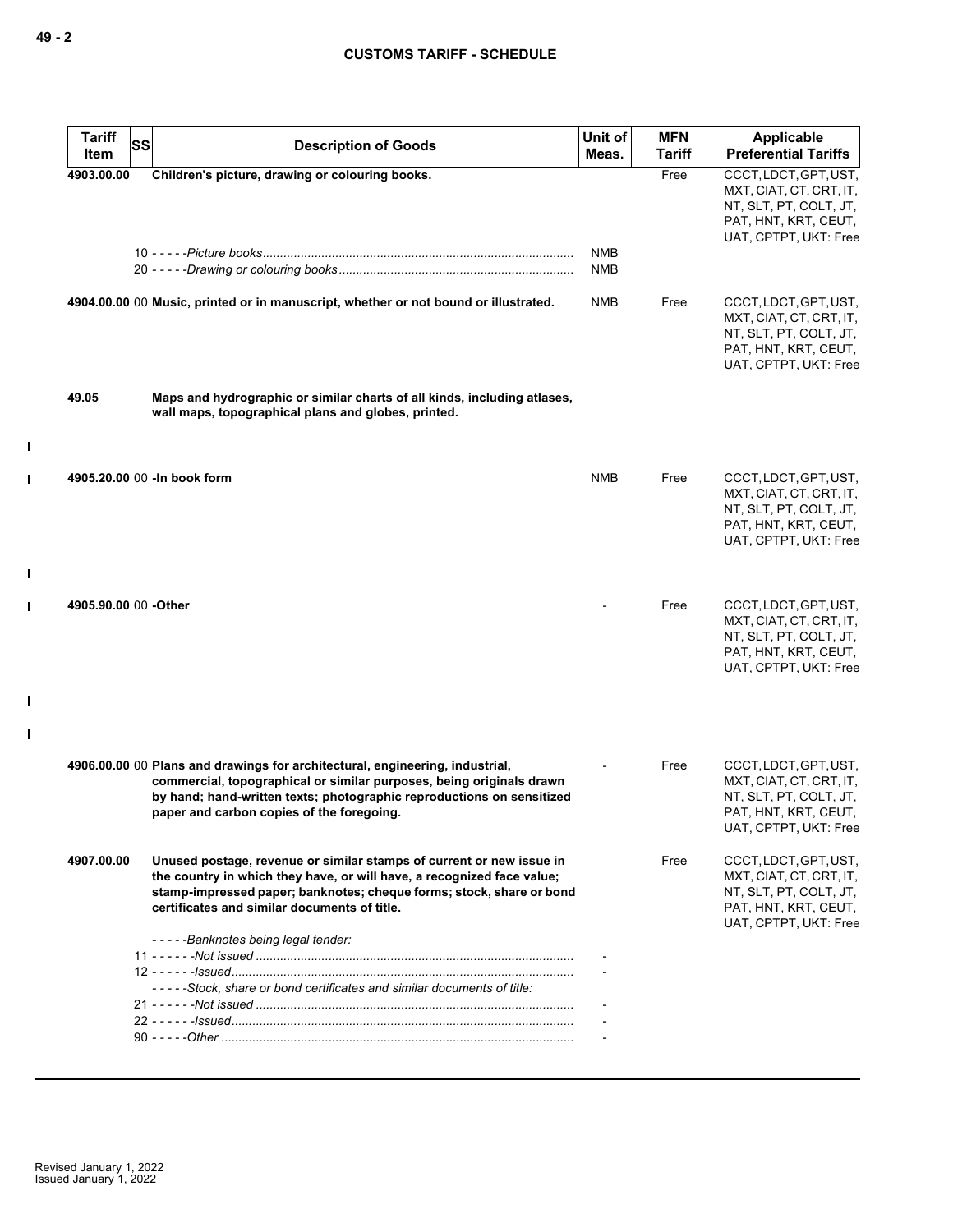| Tariff Item | SS | Description of Goods | Unit of Meas. | MFN Tariff | Applicable Preferential Tariffs |
|---|---|---|---|---|---|
| 4903.00.00 | | **Children's picture, drawing or colouring books.** | | Free | CCCT, LDCT, GPT, UST, MXT, CIAT, CT, CRT, IT, NT, SLT, PT, COLT, JT, PAT, HNT, KRT, CEUT, UAT, CPTPT, UKT: Free |
| | 10 | - - - - -*Picture books* | NMB | | |
| | 20 | - - - - -*Drawing or colouring books* | NMB | | |
| 4904.00.00 | 00 | **Music, printed or in manuscript, whether or not bound or illustrated.** | NMB | Free | CCCT, LDCT, GPT, UST, MXT, CIAT, CT, CRT, IT, NT, SLT, PT, COLT, JT, PAT, HNT, KRT, CEUT, UAT, CPTPT, UKT: Free |
| 49.05 | | **Maps and hydrographic or similar charts of all kinds, including atlases, wall maps, topographical plans and globes, printed.** | | | |
| 4905.20.00 | 00 | **-In book form** | NMB | Free | CCCT, LDCT, GPT, UST, MXT, CIAT, CT, CRT, IT, NT, SLT, PT, COLT, JT, PAT, HNT, KRT, CEUT, UAT, CPTPT, UKT: Free |
| 4905.90.00 | 00 | **-Other** | - | Free | CCCT, LDCT, GPT, UST, MXT, CIAT, CT, CRT, IT, NT, SLT, PT, COLT, JT, PAT, HNT, KRT, CEUT, UAT, CPTPT, UKT: Free |
| 4906.00.00 | 00 | **Plans and drawings for architectural, engineering, industrial, commercial, topographical or similar purposes, being originals drawn by hand; hand-written texts; photographic reproductions on sensitized paper and carbon copies of the foregoing.** | - | Free | CCCT, LDCT, GPT, UST, MXT, CIAT, CT, CRT, IT, NT, SLT, PT, COLT, JT, PAT, HNT, KRT, CEUT, UAT, CPTPT, UKT: Free |
| 4907.00.00 | | **Unused postage, revenue or similar stamps of current or new issue in the country in which they have, or will have, a recognized face value; stamp-impressed paper; banknotes; cheque forms; stock, share or bond certificates and similar documents of title.** | | Free | CCCT, LDCT, GPT, UST, MXT, CIAT, CT, CRT, IT, NT, SLT, PT, COLT, JT, PAT, HNT, KRT, CEUT, UAT, CPTPT, UKT: Free |
| | | - - - - -*Banknotes being legal tender:* | | | |
| | 11 | - - - - - -*Not issued* | - | | |
| | 12 | - - - - - -*Issued* | - | | |
| | | - - - - -*Stock, share or bond certificates and similar documents of title:* | | | |
| | 21 | - - - - - -*Not issued* | - | | |
| | 22 | - - - - - -*Issued* | - | | |
| | 90 | - - - - -*Other* | - | | |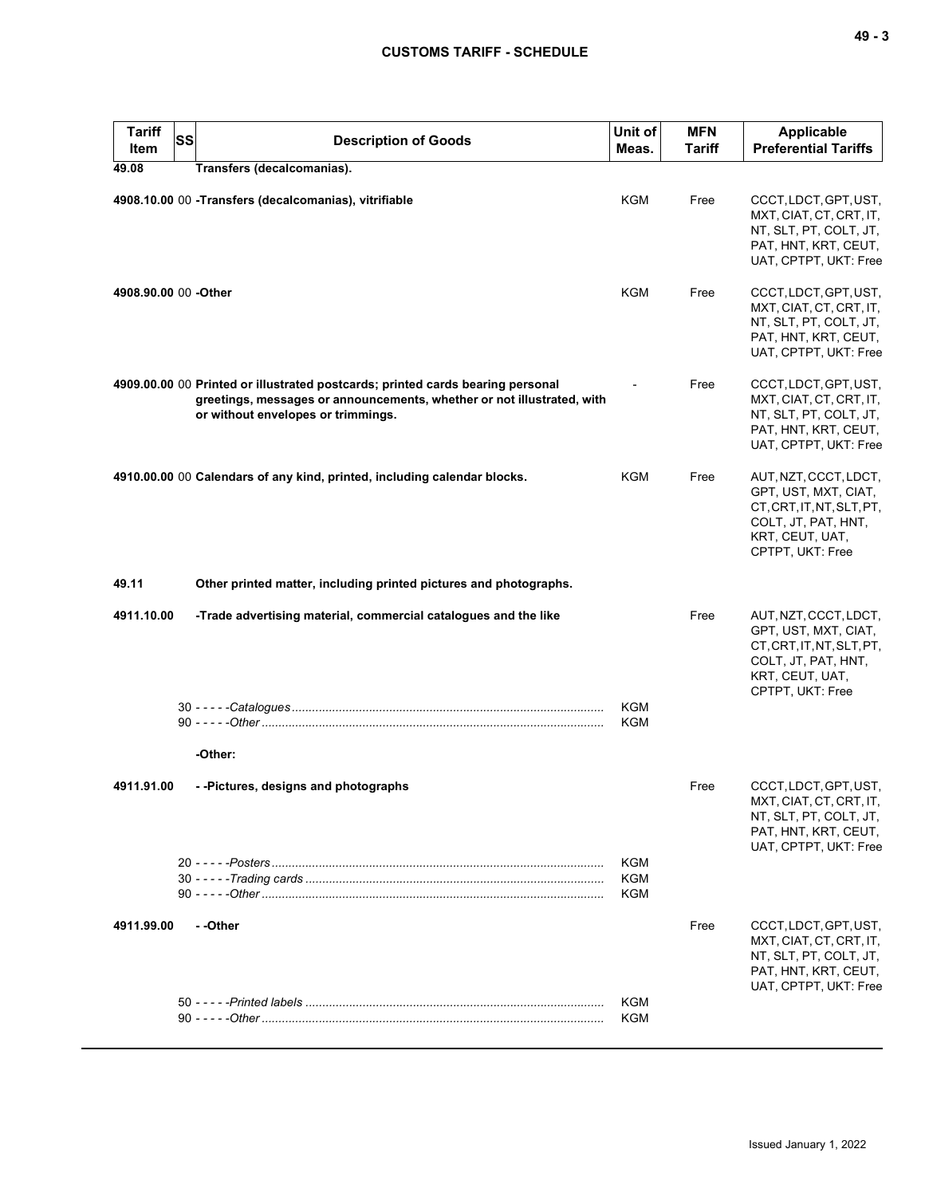| Tariff Item | SS | Description of Goods | Unit of Meas. | MFN Tariff | Applicable Preferential Tariffs |
|---|---|---|---|---|---|
| **49.08** | | **Transfers (decalcomanias).** | | | |
| **4908.10.00** | 00 | **-Transfers (decalcomanias), vitrifiable** | KGM | Free | CCCT, LDCT, GPT, UST, MXT, CIAT, CT, CRT, IT, NT, SLT, PT, COLT, JT, PAT, HNT, KRT, CEUT, UAT, CPTPT, UKT: Free |
| **4908.90.00** | 00 | **-Other** | KGM | Free | CCCT, LDCT, GPT, UST, MXT, CIAT, CT, CRT, IT, NT, SLT, PT, COLT, JT, PAT, HNT, KRT, CEUT, UAT, CPTPT, UKT: Free |
| **4909.00.00** | 00 | **Printed or illustrated postcards; printed cards bearing personal greetings, messages or announcements, whether or not illustrated, with or without envelopes or trimmings.** | - | Free | CCCT, LDCT, GPT, UST, MXT, CIAT, CT, CRT, IT, NT, SLT, PT, COLT, JT, PAT, HNT, KRT, CEUT, UAT, CPTPT, UKT: Free |
| **4910.00.00** | 00 | **Calendars of any kind, printed, including calendar blocks.** | KGM | Free | AUT, NZT, CCCT, LDCT, GPT, UST, MXT, CIAT, CT, CRT, IT, NT, SLT, PT, COLT, JT, PAT, HNT, KRT, CEUT, UAT, CPTPT, UKT: Free |
| **49.11** | | **Other printed matter, including printed pictures and photographs.** | | | |
| **4911.10.00** | | **-Trade advertising material, commercial catalogues and the like** | | Free | AUT, NZT, CCCT, LDCT, GPT, UST, MXT, CIAT, CT, CRT, IT, NT, SLT, PT, COLT, JT, PAT, HNT, KRT, CEUT, UAT, CPTPT, UKT: Free |
| | 30 | - - - - -*Catalogues* | KGM | | |
| | 90 | - - - - -*Other* | KGM | | |
| | | **-Other:** | | | |
| **4911.91.00** | | **- -Pictures, designs and photographs** | | Free | CCCT, LDCT, GPT, UST, MXT, CIAT, CT, CRT, IT, NT, SLT, PT, COLT, JT, PAT, HNT, KRT, CEUT, UAT, CPTPT, UKT: Free |
| | 20 | - - - - -*Posters* | KGM | | |
| | 30 | - - - - -*Trading cards* | KGM | | |
| | 90 | - - - - -*Other* | KGM | | |
| **4911.99.00** | | **- -Other** | | Free | CCCT, LDCT, GPT, UST, MXT, CIAT, CT, CRT, IT, NT, SLT, PT, COLT, JT, PAT, HNT, KRT, CEUT, UAT, CPTPT, UKT: Free |
| | 50 | - - - - -*Printed labels* | KGM | | |
| | 90 | - - - - -*Other* | KGM | | |